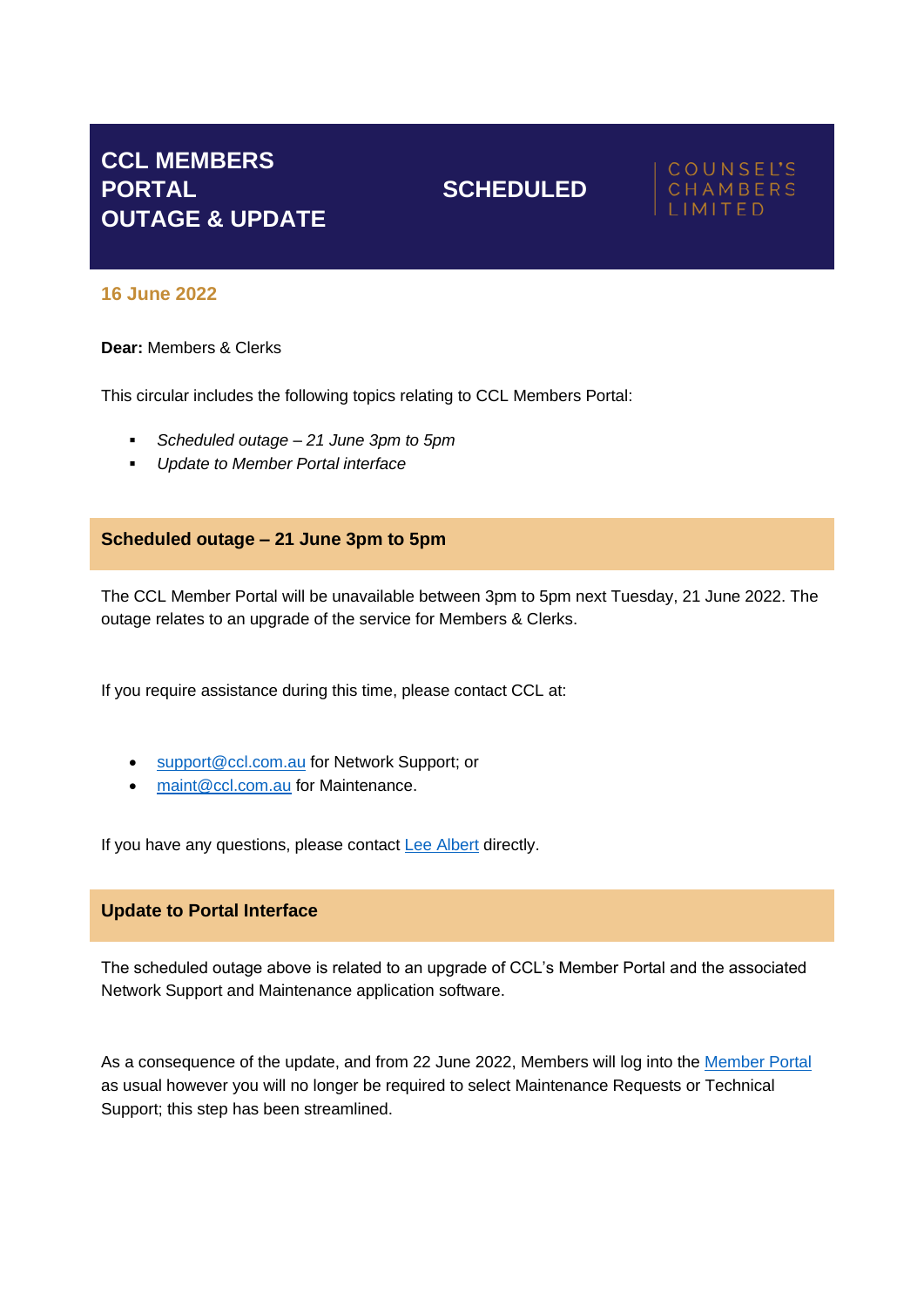# CCL MEMBERS PORTAL OUTAGE & UPDATE

**SCHEDULED**

COUNSEL'S CHAMBERS LIMITED

**16 June 2022**

**Dear:** Members & Clerks

This circular includes the following topics relating to CCL Members Portal:

- *Scheduled outage – 21 June 3pm to 5pm*
- *Update to Member Portal interface*

## Scheduled outage – 21 June 3pm to 5pm

The CCL Member Portal will be unavailable between 3pm to 5pm next Tuesday, 21 June 2022. The outage relates to an upgrade of the service for Members & Clerks.

If you require assistance during this time, please contact CCL at:

- support@ccl.com.au for Network Support; or
- maint@ccl.com.au for Maintenance.

If you have any questions, please contact Lee Albert directly.

## Update to Portal Interface

The scheduled outage above is related to an upgrade of CCL's Member Portal and the associated Network Support and Maintenance application software.

As a consequence of the update, and from 22 June 2022, Members will log into the Member Portal as usual however you will no longer be required to select Maintenance Requests or Technical Support; this step has been streamlined.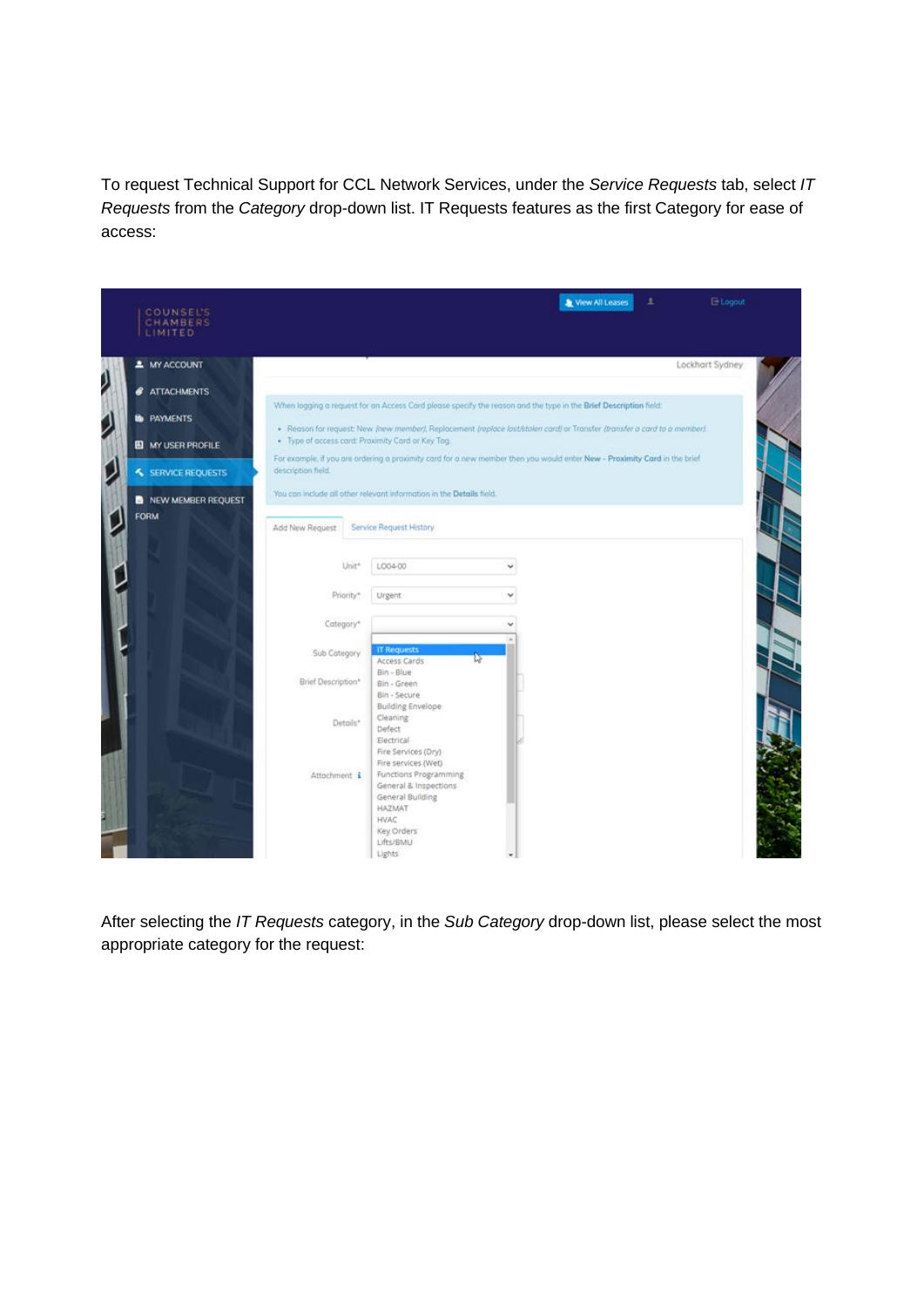To request Technical Support for CCL Network Services, under the *Service Requests* tab, select *IT Requests* from the *Category* drop-down list. IT Requests features as the first Category for ease of access:

After selecting the *IT Requests* category, in the *Sub Category* drop-down list, please select the most appropriate category for the request: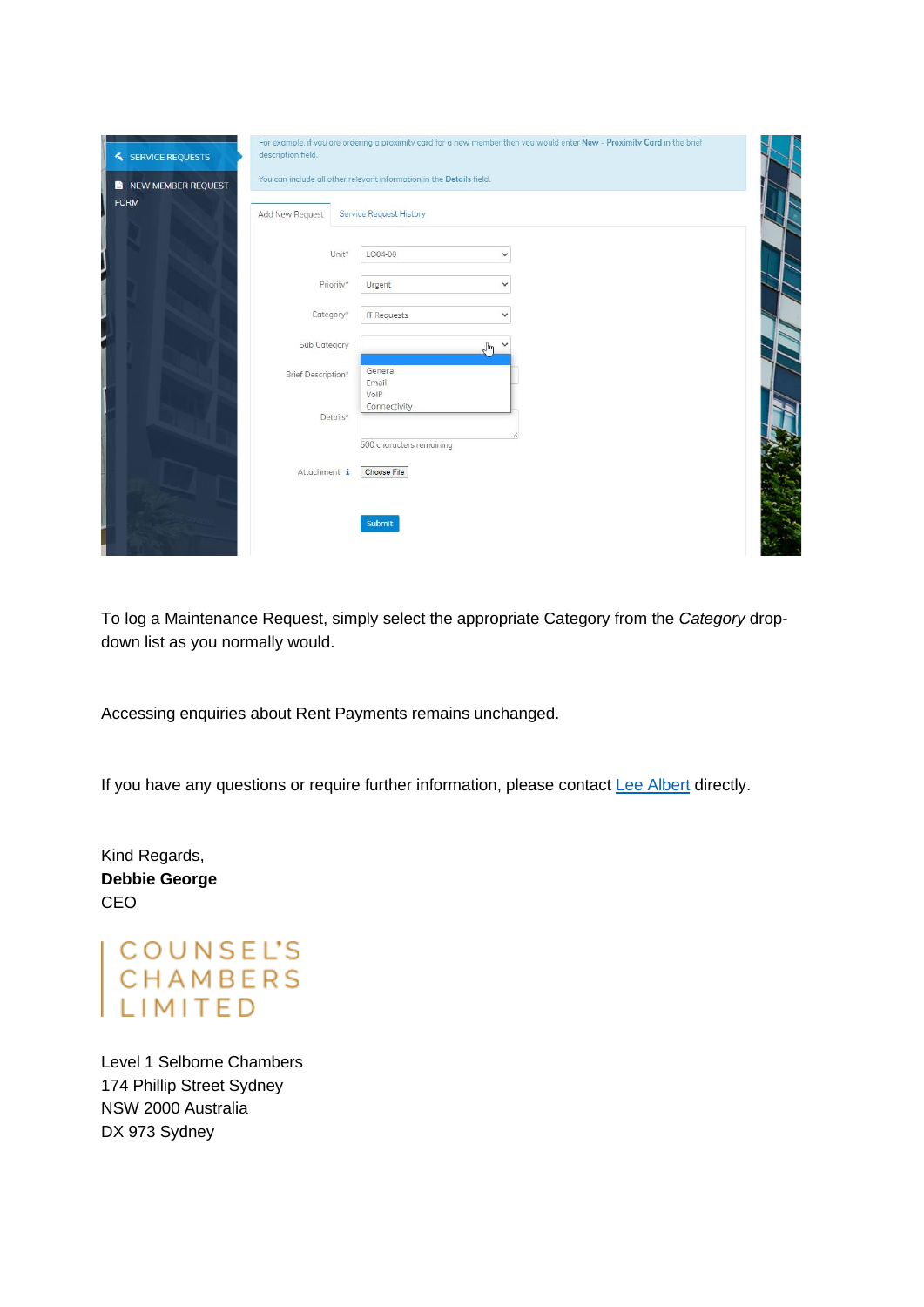To log a Maintenance Request, simply select the appropriate Category from the *Category* drop-down list as you normally would.

Accessing enquiries about Rent Payments remains unchanged.

If you have any questions or require further information, please contact Lee Albert directly.

Kind Regards,
**Debbie George**
CEO

COUNSEL'S CHAMBERS LIMITED

Level 1 Selborne Chambers
174 Phillip Street Sydney
NSW 2000 Australia
DX 973 Sydney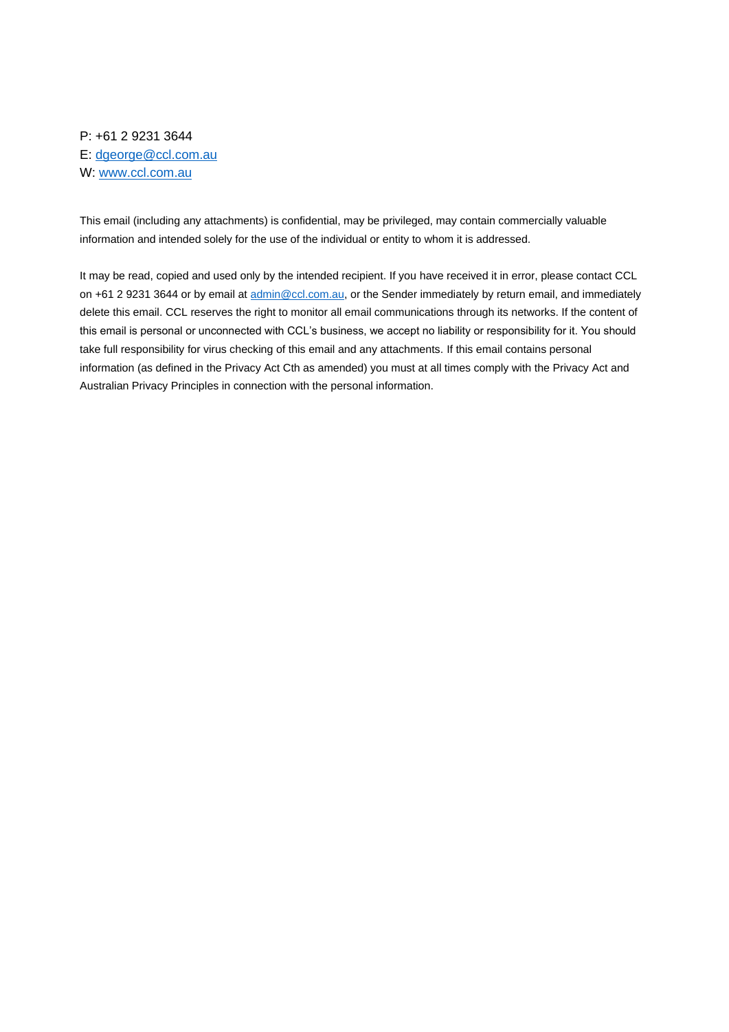P: +61 2 9231 3644
E: dgeorge@ccl.com.au
W: www.ccl.com.au

This email (including any attachments) is confidential, may be privileged, may contain commercially valuable information and intended solely for the use of the individual or entity to whom it is addressed.

It may be read, copied and used only by the intended recipient. If you have received it in error, please contact CCL on +61 2 9231 3644 or by email at admin@ccl.com.au, or the Sender immediately by return email, and immediately delete this email. CCL reserves the right to monitor all email communications through its networks. If the content of this email is personal or unconnected with CCL's business, we accept no liability or responsibility for it. You should take full responsibility for virus checking of this email and any attachments. If this email contains personal information (as defined in the Privacy Act Cth as amended) you must at all times comply with the Privacy Act and Australian Privacy Principles in connection with the personal information.